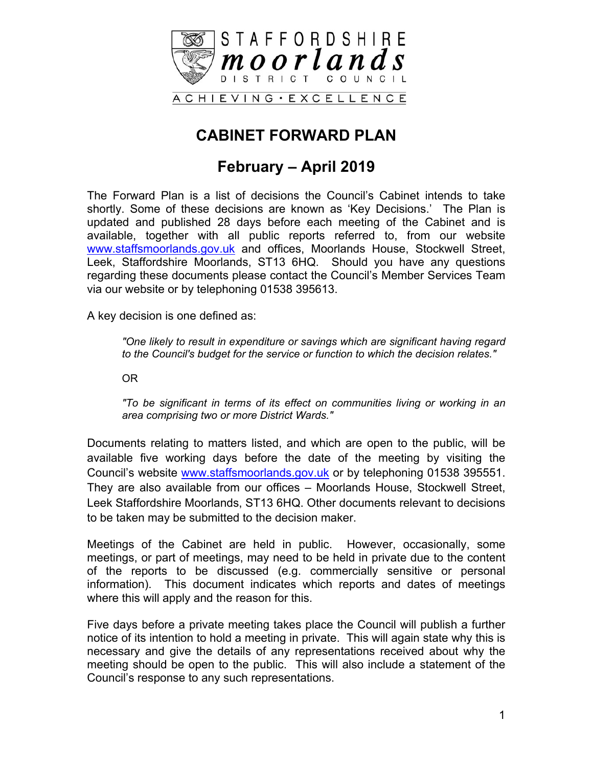STAFFORDSHIRE
**moorlands**
DISTRICT COUNCIL

ACHIEVING • EXCELLENCE

# CABINET FORWARD PLAN

## February – April 2019

The Forward Plan is a list of decisions the Council's Cabinet intends to take shortly. Some of these decisions are known as 'Key Decisions.' The Plan is updated and published 28 days before each meeting of the Cabinet and is available, together with all public reports referred to, from our website www.staffsmoorlands.gov.uk and offices, Moorlands House, Stockwell Street, Leek, Staffordshire Moorlands, ST13 6HQ. Should you have any questions regarding these documents please contact the Council's Member Services Team via our website or by telephoning 01538 395613.

A key decision is one defined as:

> *"One likely to result in expenditure or savings which are significant having regard to the Council's budget for the service or function to which the decision relates."*
>
> OR
>
> *"To be significant in terms of its effect on communities living or working in an area comprising two or more District Wards."*

Documents relating to matters listed, and which are open to the public, will be available five working days before the date of the meeting by visiting the Council's website www.staffsmoorlands.gov.uk or by telephoning 01538 395551. They are also available from our offices – Moorlands House, Stockwell Street, Leek Staffordshire Moorlands, ST13 6HQ. Other documents relevant to decisions to be taken may be submitted to the decision maker.

Meetings of the Cabinet are held in public. However, occasionally, some meetings, or part of meetings, may need to be held in private due to the content of the reports to be discussed (e.g. commercially sensitive or personal information). This document indicates which reports and dates of meetings where this will apply and the reason for this.

Five days before a private meeting takes place the Council will publish a further notice of its intention to hold a meeting in private. This will again state why this is necessary and give the details of any representations received about why the meeting should be open to the public. This will also include a statement of the Council's response to any such representations.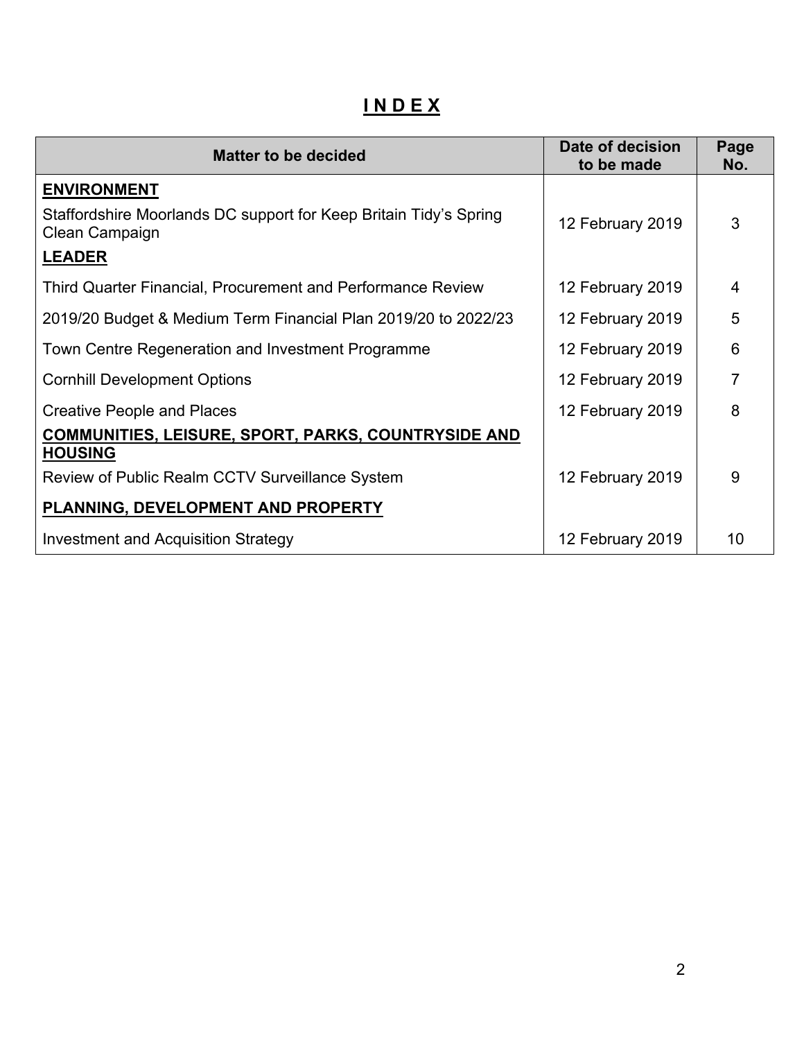# INDEX

| Matter to be decided | Date of decision to be made | Page No. |
|---|---|---|
| **ENVIRONMENT** | | |
| Staffordshire Moorlands DC support for Keep Britain Tidy's Spring Clean Campaign | 12 February 2019 | 3 |
| **LEADER** | | |
| Third Quarter Financial, Procurement and Performance Review | 12 February 2019 | 4 |
| 2019/20 Budget & Medium Term Financial Plan 2019/20 to 2022/23 | 12 February 2019 | 5 |
| Town Centre Regeneration and Investment Programme | 12 February 2019 | 6 |
| Cornhill Development Options | 12 February 2019 | 7 |
| Creative People and Places | 12 February 2019 | 8 |
| **COMMUNITIES, LEISURE, SPORT, PARKS, COUNTRYSIDE AND HOUSING** | | |
| Review of Public Realm CCTV Surveillance System | 12 February 2019 | 9 |
| **PLANNING, DEVELOPMENT AND PROPERTY** | | |
| Investment and Acquisition Strategy | 12 February 2019 | 10 |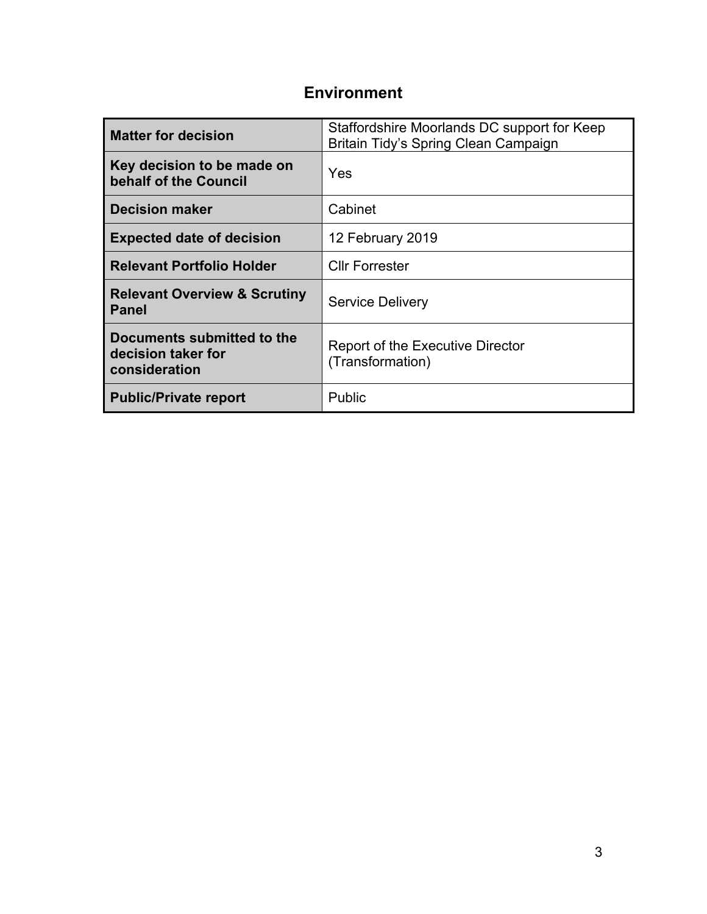# Environment

| Matter for decision | Staffordshire Moorlands DC support for Keep Britain Tidy's Spring Clean Campaign |
|---|---|
| **Key decision to be made on behalf of the Council** | Yes |
| **Decision maker** | Cabinet |
| **Expected date of decision** | 12 February 2019 |
| **Relevant Portfolio Holder** | Cllr Forrester |
| **Relevant Overview & Scrutiny Panel** | Service Delivery |
| **Documents submitted to the decision taker for consideration** | Report of the Executive Director (Transformation) |
| **Public/Private report** | Public |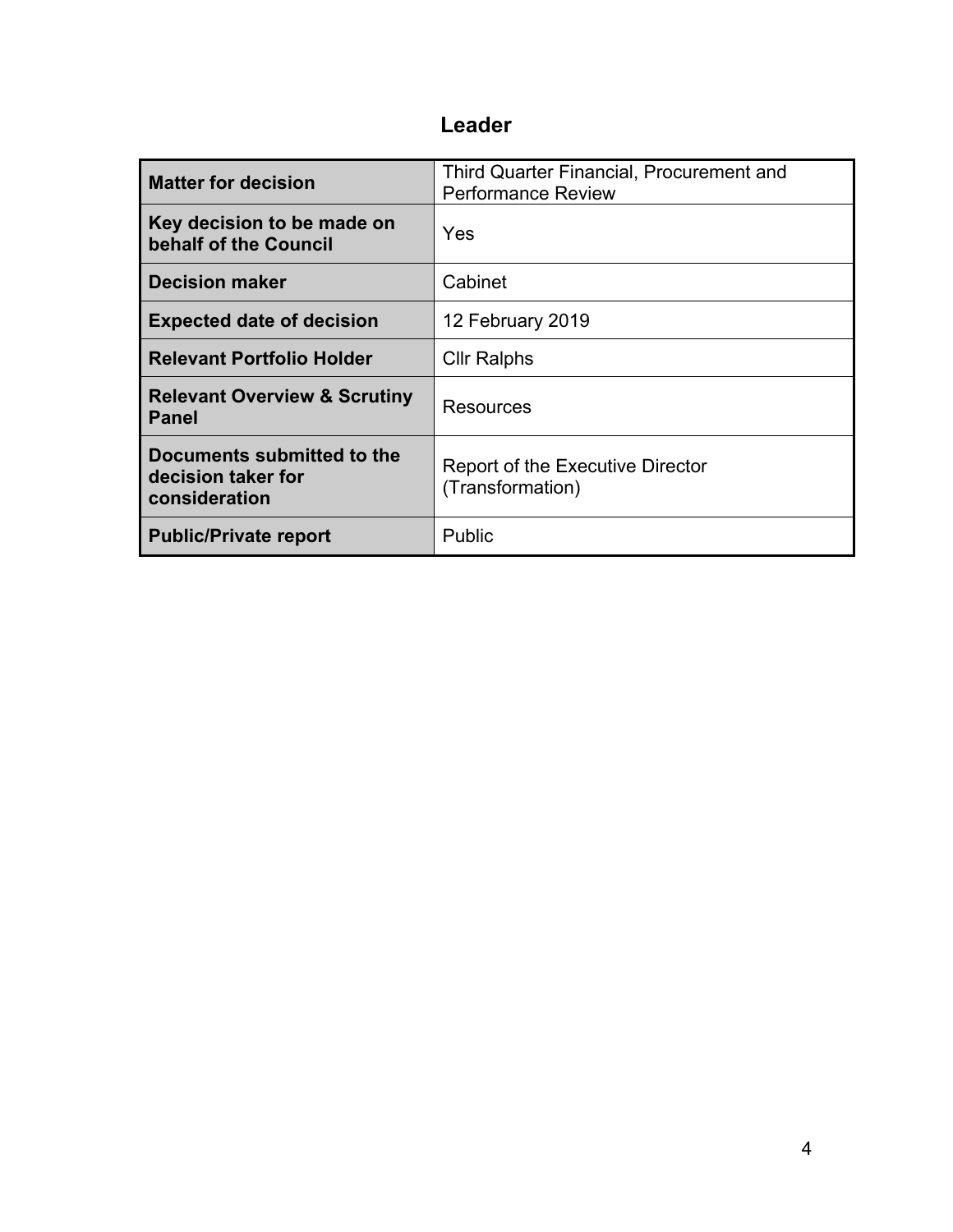# Leader

| Matter for decision | Third Quarter Financial, Procurement and Performance Review |
|---|---|
| Key decision to be made on behalf of the Council | Yes |
| Decision maker | Cabinet |
| Expected date of decision | 12 February 2019 |
| Relevant Portfolio Holder | Cllr Ralphs |
| Relevant Overview & Scrutiny Panel | Resources |
| Documents submitted to the decision taker for consideration | Report of the Executive Director (Transformation) |
| Public/Private report | Public |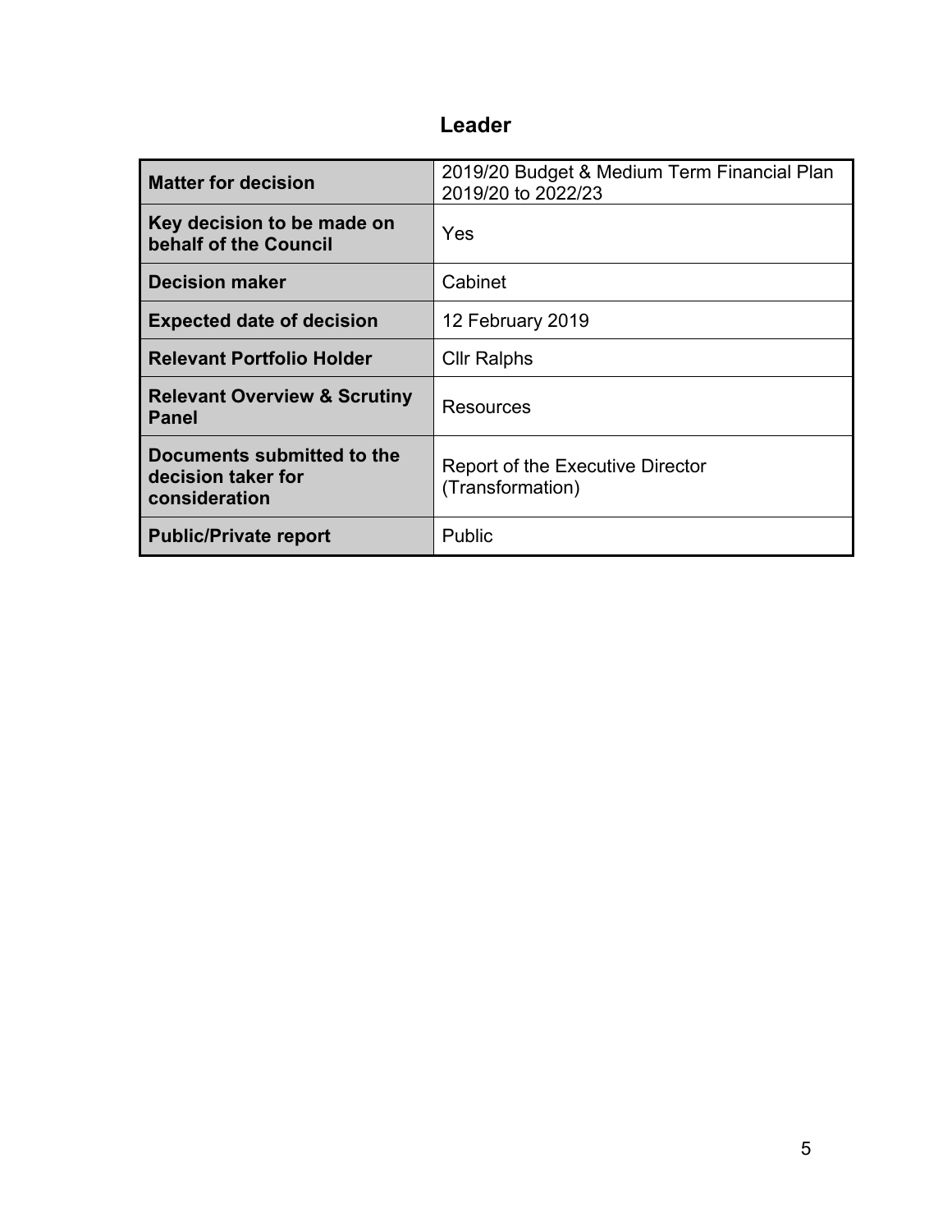# Leader

| Matter for decision | 2019/20 Budget & Medium Term Financial Plan 2019/20 to 2022/23 |
|---|---|
| Key decision to be made on behalf of the Council | Yes |
| Decision maker | Cabinet |
| Expected date of decision | 12 February 2019 |
| Relevant Portfolio Holder | Cllr Ralphs |
| Relevant Overview & Scrutiny Panel | Resources |
| Documents submitted to the decision taker for consideration | Report of the Executive Director (Transformation) |
| Public/Private report | Public |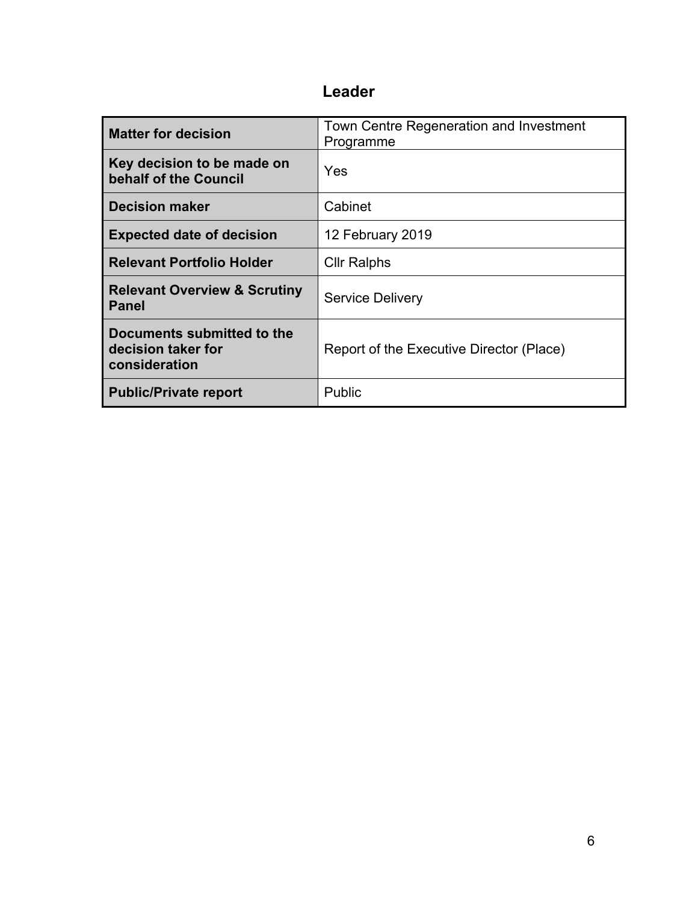## Leader

| Matter for decision | Town Centre Regeneration and Investment Programme |
|---|---|
| Key decision to be made on behalf of the Council | Yes |
| Decision maker | Cabinet |
| Expected date of decision | 12 February 2019 |
| Relevant Portfolio Holder | Cllr Ralphs |
| Relevant Overview & Scrutiny Panel | Service Delivery |
| Documents submitted to the decision taker for consideration | Report of the Executive Director (Place) |
| Public/Private report | Public |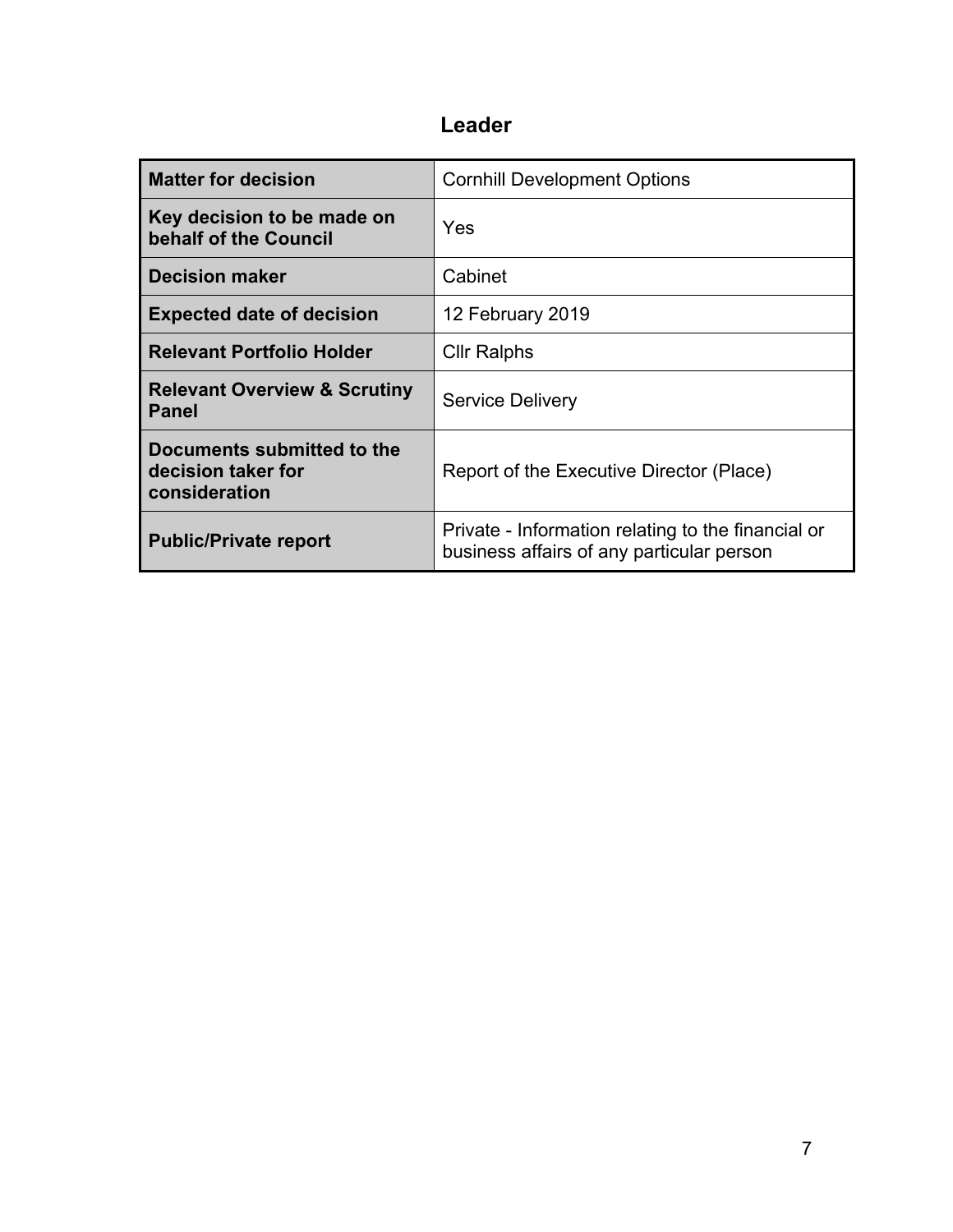## Leader

| Matter for decision | Cornhill Development Options |
|---|---|
| **Key decision to be made on behalf of the Council** | Yes |
| **Decision maker** | Cabinet |
| **Expected date of decision** | 12 February 2019 |
| **Relevant Portfolio Holder** | Cllr Ralphs |
| **Relevant Overview & Scrutiny Panel** | Service Delivery |
| **Documents submitted to the decision taker for consideration** | Report of the Executive Director (Place) |
| **Public/Private report** | Private - Information relating to the financial or business affairs of any particular person |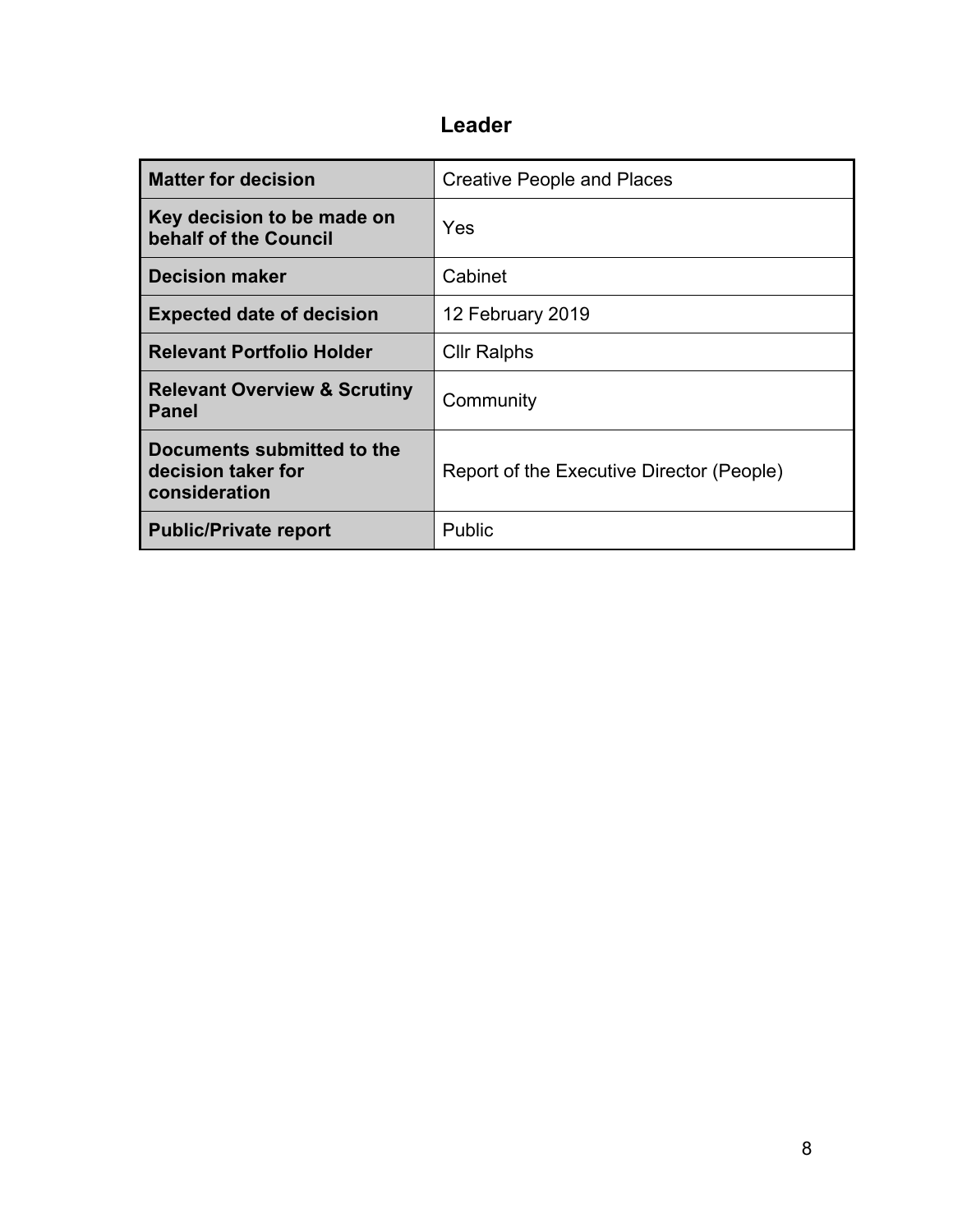## Leader

| Matter for decision | Creative People and Places |
|---|---|
| **Key decision to be made on behalf of the Council** | Yes |
| **Decision maker** | Cabinet |
| **Expected date of decision** | 12 February 2019 |
| **Relevant Portfolio Holder** | Cllr Ralphs |
| **Relevant Overview & Scrutiny Panel** | Community |
| **Documents submitted to the decision taker for consideration** | Report of the Executive Director (People) |
| **Public/Private report** | Public |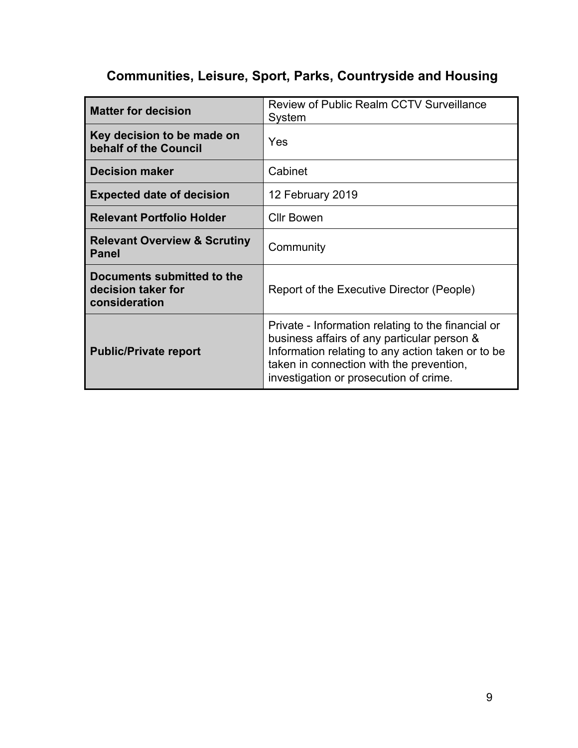## Communities, Leisure, Sport, Parks, Countryside and Housing

| **Matter for decision** | Review of Public Realm CCTV Surveillance System |
|---|---|
| **Key decision to be made on behalf of the Council** | Yes |
| **Decision maker** | Cabinet |
| **Expected date of decision** | 12 February 2019 |
| **Relevant Portfolio Holder** | Cllr Bowen |
| **Relevant Overview & Scrutiny Panel** | Community |
| **Documents submitted to the decision taker for consideration** | Report of the Executive Director (People) |
| **Public/Private report** | Private - Information relating to the financial or business affairs of any particular person & Information relating to any action taken or to be taken in connection with the prevention, investigation or prosecution of crime. |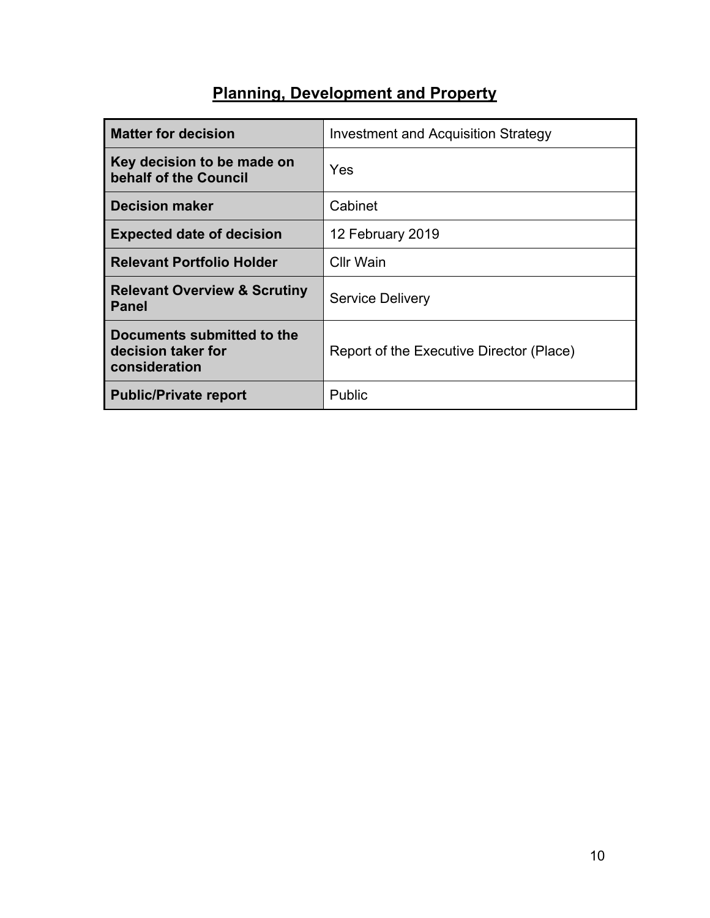# Planning, Development and Property

| | |
|---|---|
| **Matter for decision** | Investment and Acquisition Strategy |
| **Key decision to be made on behalf of the Council** | Yes |
| **Decision maker** | Cabinet |
| **Expected date of decision** | 12 February 2019 |
| **Relevant Portfolio Holder** | Cllr Wain |
| **Relevant Overview & Scrutiny Panel** | Service Delivery |
| **Documents submitted to the decision taker for consideration** | Report of the Executive Director (Place) |
| **Public/Private report** | Public |